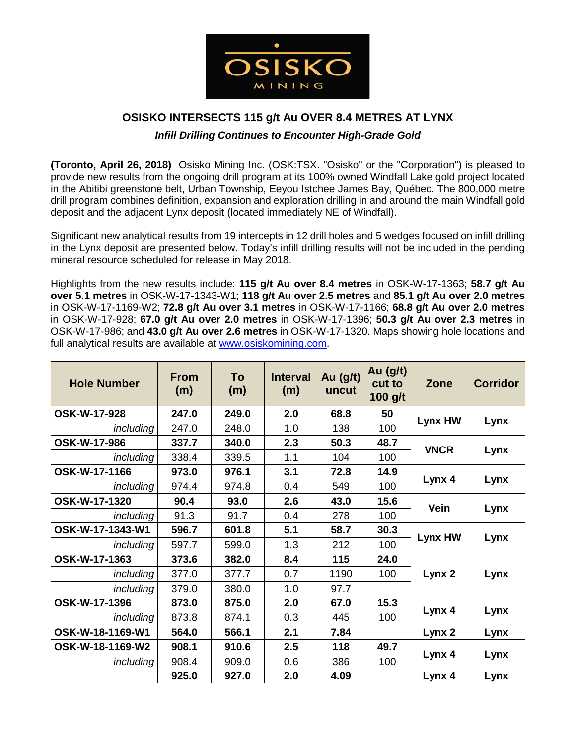OSISKO MINING

## OSISKO INTERSECTS 115 g/t Au OVER 8.4 METRES AT LYNX

### *Infill Drilling Continues to Encounter High-Grade Gold*

**(Toronto, April 26, 2018)** Osisko Mining Inc. (OSK:TSX. "Osisko" or the "Corporation") is pleased to provide new results from the ongoing drill program at its 100% owned Windfall Lake gold project located in the Abitibi greenstone belt, Urban Township, Eeyou Istchee James Bay, Québec. The 800,000 metre drill program combines definition, expansion and exploration drilling in and around the main Windfall gold deposit and the adjacent Lynx deposit (located immediately NE of Windfall).

Significant new analytical results from 19 intercepts in 12 drill holes and 5 wedges focused on infill drilling in the Lynx deposit are presented below. Today's infill drilling results will not be included in the pending mineral resource scheduled for release in May 2018.

Highlights from the new results include: **115 g/t Au over 8.4 metres** in OSK-W-17-1363; **58.7 g/t Au over 5.1 metres** in OSK-W-17-1343-W1; **118 g/t Au over 2.5 metres** and **85.1 g/t Au over 2.0 metres** in OSK-W-17-1169-W2; **72.8 g/t Au over 3.1 metres** in OSK-W-17-1166; **68.8 g/t Au over 2.0 metres** in OSK-W-17-928; **67.0 g/t Au over 2.0 metres** in OSK-W-17-1396; **50.3 g/t Au over 2.3 metres** in OSK-W-17-986; and **43.0 g/t Au over 2.6 metres** in OSK-W-17-1320. Maps showing hole locations and full analytical results are available at [www.osiskomining.com](www.osiskomining.com).

| Hole Number | From (m) | To (m) | Interval (m) | Au (g/t) uncut | Au (g/t) cut to 100 g/t | Zone | Corridor |
|---|---|---|---|---|---|---|---|
| **OSK-W-17-928** | **247.0** | **249.0** | **2.0** | **68.8** | **50** | **Lynx HW** | **Lynx** |
| *including* | 247.0 | 248.0 | 1.0 | 138 | 100 | | |
| **OSK-W-17-986** | **337.7** | **340.0** | **2.3** | **50.3** | **48.7** | **VNCR** | **Lynx** |
| *including* | 338.4 | 339.5 | 1.1 | 104 | 100 | | |
| **OSK-W-17-1166** | **973.0** | **976.1** | **3.1** | **72.8** | **14.9** | **Lynx 4** | **Lynx** |
| *including* | 974.4 | 974.8 | 0.4 | 549 | 100 | | |
| **OSK-W-17-1320** | **90.4** | **93.0** | **2.6** | **43.0** | **15.6** | **Vein** | **Lynx** |
| *including* | 91.3 | 91.7 | 0.4 | 278 | 100 | | |
| **OSK-W-17-1343-W1** | **596.7** | **601.8** | **5.1** | **58.7** | **30.3** | **Lynx HW** | **Lynx** |
| *including* | 597.7 | 599.0 | 1.3 | 212 | 100 | | |
| **OSK-W-17-1363** | **373.6** | **382.0** | **8.4** | **115** | **24.0** | **Lynx 2** | **Lynx** |
| *including* | 377.0 | 377.7 | 0.7 | 1190 | 100 | | |
| *including* | 379.0 | 380.0 | 1.0 | 97.7 | | | |
| **OSK-W-17-1396** | **873.0** | **875.0** | **2.0** | **67.0** | **15.3** | **Lynx 4** | **Lynx** |
| *including* | 873.8 | 874.1 | 0.3 | 445 | 100 | | |
| **OSK-W-18-1169-W1** | **564.0** | **566.1** | **2.1** | **7.84** | | **Lynx 2** | **Lynx** |
| **OSK-W-18-1169-W2** | **908.1** | **910.6** | **2.5** | **118** | **49.7** | **Lynx 4** | **Lynx** |
| *including* | 908.4 | 909.0 | 0.6 | 386 | 100 | | |
| | **925.0** | **927.0** | **2.0** | **4.09** | | **Lynx 4** | **Lynx** |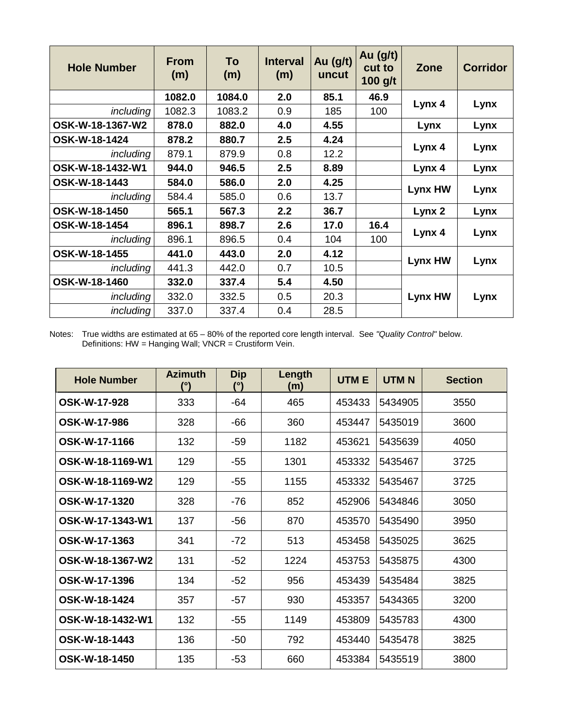| Hole Number | From (m) | To (m) | Interval (m) | Au (g/t) uncut | Au (g/t) cut to 100 g/t | Zone | Corridor |
|---|---|---|---|---|---|---|---|
| | **1082.0** | **1084.0** | **2.0** | **85.1** | **46.9** | **Lynx 4** | **Lynx** |
| *including* | 1082.3 | 1083.2 | 0.9 | 185 | 100 | | |
| **OSK-W-18-1367-W2** | **878.0** | **882.0** | **4.0** | **4.55** | | **Lynx** | **Lynx** |
| **OSK-W-18-1424** | **878.2** | **880.7** | **2.5** | **4.24** | | **Lynx 4** | **Lynx** |
| *including* | 879.1 | 879.9 | 0.8 | 12.2 | | | |
| **OSK-W-18-1432-W1** | **944.0** | **946.5** | **2.5** | **8.89** | | **Lynx 4** | **Lynx** |
| **OSK-W-18-1443** | **584.0** | **586.0** | **2.0** | **4.25** | | **Lynx HW** | **Lynx** |
| *including* | 584.4 | 585.0 | 0.6 | 13.7 | | | |
| **OSK-W-18-1450** | **565.1** | **567.3** | **2.2** | **36.7** | | **Lynx 2** | **Lynx** |
| **OSK-W-18-1454** | **896.1** | **898.7** | **2.6** | **17.0** | **16.4** | **Lynx 4** | **Lynx** |
| *including* | 896.1 | 896.5 | 0.4 | 104 | 100 | | |
| **OSK-W-18-1455** | **441.0** | **443.0** | **2.0** | **4.12** | | **Lynx HW** | **Lynx** |
| *including* | 441.3 | 442.0 | 0.7 | 10.5 | | | |
| **OSK-W-18-1460** | **332.0** | **337.4** | **5.4** | **4.50** | | **Lynx HW** | **Lynx** |
| *including* | 332.0 | 332.5 | 0.5 | 20.3 | | | |
| *including* | 337.0 | 337.4 | 0.4 | 28.5 | | | |

Notes: True widths are estimated at 65 – 80% of the reported core length interval. See *"Quality Control"* below.
Definitions: HW = Hanging Wall; VNCR = Crustiform Vein.

| Hole Number | Azimuth (°) | Dip (°) | Length (m) | UTM E | UTM N | Section |
|---|---|---|---|---|---|---|
| **OSK-W-17-928** | 333 | -64 | 465 | 453433 | 5434905 | 3550 |
| **OSK-W-17-986** | 328 | -66 | 360 | 453447 | 5435019 | 3600 |
| **OSK-W-17-1166** | 132 | -59 | 1182 | 453621 | 5435639 | 4050 |
| **OSK-W-18-1169-W1** | 129 | -55 | 1301 | 453332 | 5435467 | 3725 |
| **OSK-W-18-1169-W2** | 129 | -55 | 1155 | 453332 | 5435467 | 3725 |
| **OSK-W-17-1320** | 328 | -76 | 852 | 452906 | 5434846 | 3050 |
| **OSK-W-17-1343-W1** | 137 | -56 | 870 | 453570 | 5435490 | 3950 |
| **OSK-W-17-1363** | 341 | -72 | 513 | 453458 | 5435025 | 3625 |
| **OSK-W-18-1367-W2** | 131 | -52 | 1224 | 453753 | 5435875 | 4300 |
| **OSK-W-17-1396** | 134 | -52 | 956 | 453439 | 5435484 | 3825 |
| **OSK-W-18-1424** | 357 | -57 | 930 | 453357 | 5434365 | 3200 |
| **OSK-W-18-1432-W1** | 132 | -55 | 1149 | 453809 | 5435783 | 4300 |
| **OSK-W-18-1443** | 136 | -50 | 792 | 453440 | 5435478 | 3825 |
| **OSK-W-18-1450** | 135 | -53 | 660 | 453384 | 5435519 | 3800 |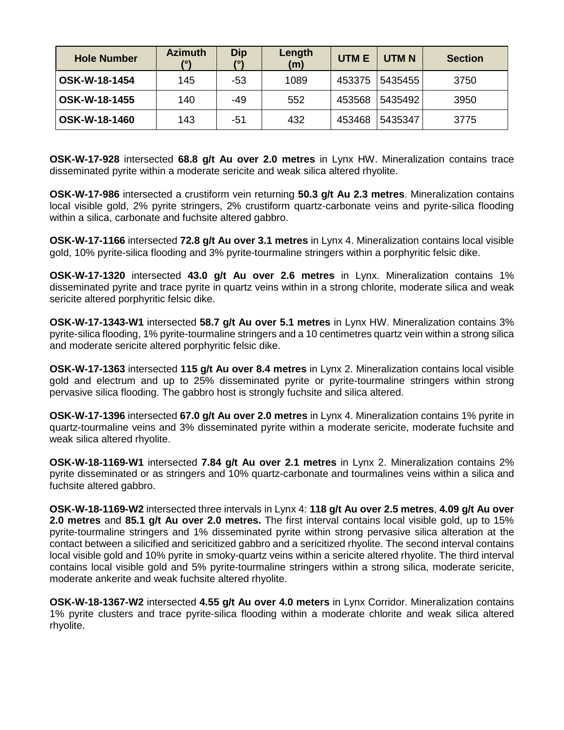| Hole Number | Azimuth (°) | Dip (°) | Length (m) | UTM E | UTM N | Section |
|---|---|---|---|---|---|---|
| OSK-W-18-1454 | 145 | -53 | 1089 | 453375 | 5435455 | 3750 |
| OSK-W-18-1455 | 140 | -49 | 552 | 453568 | 5435492 | 3950 |
| OSK-W-18-1460 | 143 | -51 | 432 | 453468 | 5435347 | 3775 |

**OSK-W-17-928** intersected **68.8 g/t Au over 2.0 metres** in Lynx HW. Mineralization contains trace disseminated pyrite within a moderate sericite and weak silica altered rhyolite.

**OSK-W-17-986** intersected a crustiform vein returning **50.3 g/t Au 2.3 metres**. Mineralization contains local visible gold, 2% pyrite stringers, 2% crustiform quartz-carbonate veins and pyrite-silica flooding within a silica, carbonate and fuchsite altered gabbro.

**OSK-W-17-1166** intersected **72.8 g/t Au over 3.1 metres** in Lynx 4. Mineralization contains local visible gold, 10% pyrite-silica flooding and 3% pyrite-tourmaline stringers within a porphyritic felsic dike.

**OSK-W-17-1320** intersected **43.0 g/t Au over 2.6 metres** in Lynx. Mineralization contains 1% disseminated pyrite and trace pyrite in quartz veins within in a strong chlorite, moderate silica and weak sericite altered porphyritic felsic dike.

**OSK-W-17-1343-W1** intersected **58.7 g/t Au over 5.1 metres** in Lynx HW. Mineralization contains 3% pyrite-silica flooding, 1% pyrite-tourmaline stringers and a 10 centimetres quartz vein within a strong silica and moderate sericite altered porphyritic felsic dike.

**OSK-W-17-1363** intersected **115 g/t Au over 8.4 metres** in Lynx 2. Mineralization contains local visible gold and electrum and up to 25% disseminated pyrite or pyrite-tourmaline stringers within strong pervasive silica flooding. The gabbro host is strongly fuchsite and silica altered.

**OSK-W-17-1396** intersected **67.0 g/t Au over 2.0 metres** in Lynx 4. Mineralization contains 1% pyrite in quartz-tourmaline veins and 3% disseminated pyrite within a moderate sericite, moderate fuchsite and weak silica altered rhyolite.

**OSK-W-18-1169-W1** intersected **7.84 g/t Au over 2.1 metres** in Lynx 2. Mineralization contains 2% pyrite disseminated or as stringers and 10% quartz-carbonate and tourmalines veins within a silica and fuchsite altered gabbro.

**OSK-W-18-1169-W2** intersected three intervals in Lynx 4: **118 g/t Au over 2.5 metres**, **4.09 g/t Au over 2.0 metres** and **85.1 g/t Au over 2.0 metres.** The first interval contains local visible gold, up to 15% pyrite-tourmaline stringers and 1% disseminated pyrite within strong pervasive silica alteration at the contact between a silicified and sericitized gabbro and a sericitized rhyolite. The second interval contains local visible gold and 10% pyrite in smoky-quartz veins within a sericite altered rhyolite. The third interval contains local visible gold and 5% pyrite-tourmaline stringers within a strong silica, moderate sericite, moderate ankerite and weak fuchsite altered rhyolite.

**OSK-W-18-1367-W2** intersected **4.55 g/t Au over 4.0 meters** in Lynx Corridor. Mineralization contains 1% pyrite clusters and trace pyrite-silica flooding within a moderate chlorite and weak silica altered rhyolite.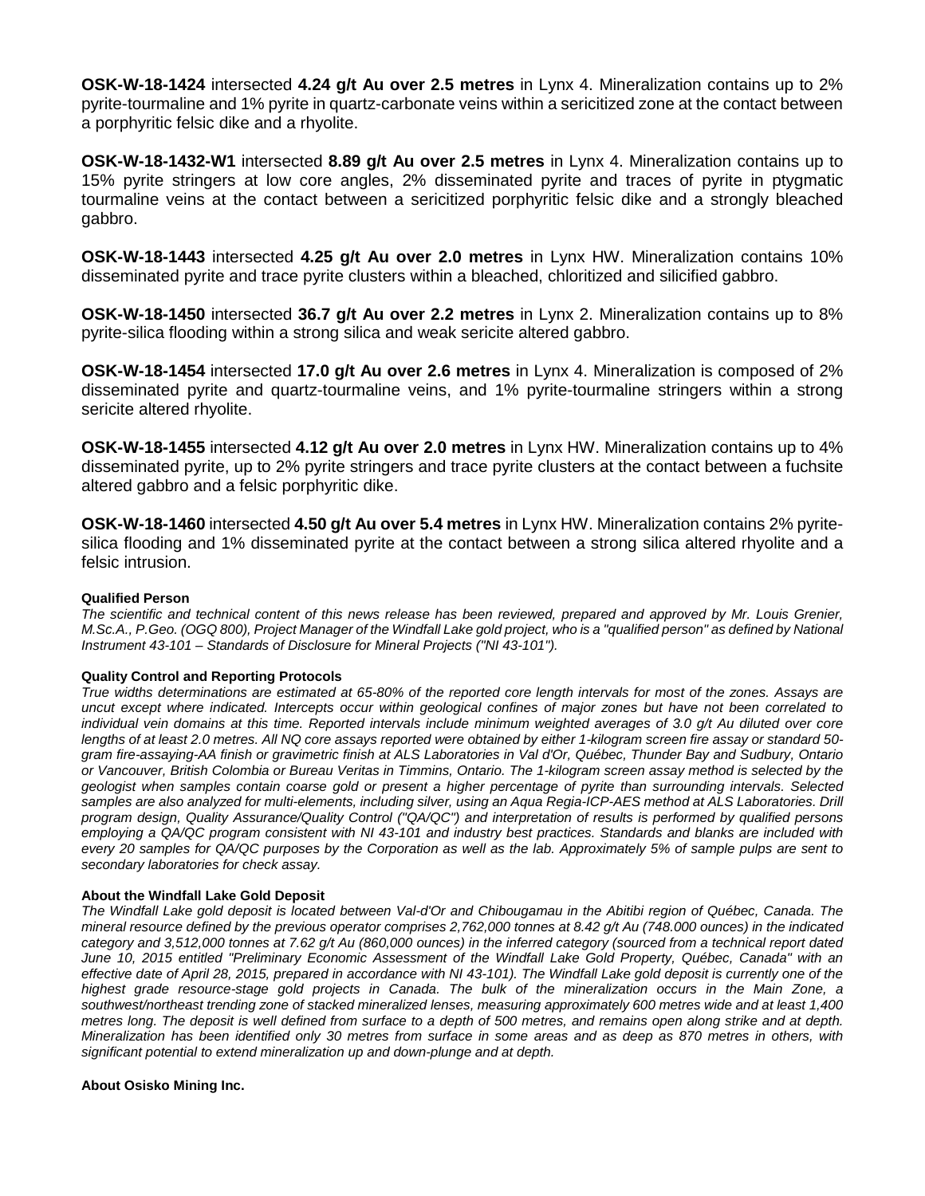**OSK-W-18-1424** intersected **4.24 g/t Au over 2.5 metres** in Lynx 4. Mineralization contains up to 2% pyrite-tourmaline and 1% pyrite in quartz-carbonate veins within a sericitized zone at the contact between a porphyritic felsic dike and a rhyolite.

**OSK-W-18-1432-W1** intersected **8.89 g/t Au over 2.5 metres** in Lynx 4. Mineralization contains up to 15% pyrite stringers at low core angles, 2% disseminated pyrite and traces of pyrite in ptygmatic tourmaline veins at the contact between a sericitized porphyritic felsic dike and a strongly bleached gabbro.

**OSK-W-18-1443** intersected **4.25 g/t Au over 2.0 metres** in Lynx HW. Mineralization contains 10% disseminated pyrite and trace pyrite clusters within a bleached, chloritized and silicified gabbro.

**OSK-W-18-1450** intersected **36.7 g/t Au over 2.2 metres** in Lynx 2. Mineralization contains up to 8% pyrite-silica flooding within a strong silica and weak sericite altered gabbro.

**OSK-W-18-1454** intersected **17.0 g/t Au over 2.6 metres** in Lynx 4. Mineralization is composed of 2% disseminated pyrite and quartz-tourmaline veins, and 1% pyrite-tourmaline stringers within a strong sericite altered rhyolite.

**OSK-W-18-1455** intersected **4.12 g/t Au over 2.0 metres** in Lynx HW. Mineralization contains up to 4% disseminated pyrite, up to 2% pyrite stringers and trace pyrite clusters at the contact between a fuchsite altered gabbro and a felsic porphyritic dike.

**OSK-W-18-1460** intersected **4.50 g/t Au over 5.4 metres** in Lynx HW. Mineralization contains 2% pyrite-silica flooding and 1% disseminated pyrite at the contact between a strong silica altered rhyolite and a felsic intrusion.

**Qualified Person**

*The scientific and technical content of this news release has been reviewed, prepared and approved by Mr. Louis Grenier, M.Sc.A., P.Geo. (OGQ 800), Project Manager of the Windfall Lake gold project, who is a "qualified person" as defined by National Instrument 43-101 – Standards of Disclosure for Mineral Projects ("NI 43-101").*

**Quality Control and Reporting Protocols**

*True widths determinations are estimated at 65-80% of the reported core length intervals for most of the zones. Assays are uncut except where indicated. Intercepts occur within geological confines of major zones but have not been correlated to individual vein domains at this time. Reported intervals include minimum weighted averages of 3.0 g/t Au diluted over core lengths of at least 2.0 metres. All NQ core assays reported were obtained by either 1-kilogram screen fire assay or standard 50-gram fire-assaying-AA finish or gravimetric finish at ALS Laboratories in Val d'Or, Québec, Thunder Bay and Sudbury, Ontario or Vancouver, British Colombia or Bureau Veritas in Timmins, Ontario. The 1-kilogram screen assay method is selected by the geologist when samples contain coarse gold or present a higher percentage of pyrite than surrounding intervals. Selected samples are also analyzed for multi-elements, including silver, using an Aqua Regia-ICP-AES method at ALS Laboratories. Drill program design, Quality Assurance/Quality Control ("QA/QC") and interpretation of results is performed by qualified persons employing a QA/QC program consistent with NI 43-101 and industry best practices. Standards and blanks are included with every 20 samples for QA/QC purposes by the Corporation as well as the lab. Approximately 5% of sample pulps are sent to secondary laboratories for check assay.*

**About the Windfall Lake Gold Deposit**

*The Windfall Lake gold deposit is located between Val-d'Or and Chibougamau in the Abitibi region of Québec, Canada. The mineral resource defined by the previous operator comprises 2,762,000 tonnes at 8.42 g/t Au (748.000 ounces) in the indicated category and 3,512,000 tonnes at 7.62 g/t Au (860,000 ounces) in the inferred category (sourced from a technical report dated June 10, 2015 entitled "Preliminary Economic Assessment of the Windfall Lake Gold Property, Québec, Canada" with an effective date of April 28, 2015, prepared in accordance with NI 43-101). The Windfall Lake gold deposit is currently one of the highest grade resource-stage gold projects in Canada. The bulk of the mineralization occurs in the Main Zone, a southwest/northeast trending zone of stacked mineralized lenses, measuring approximately 600 metres wide and at least 1,400 metres long. The deposit is well defined from surface to a depth of 500 metres, and remains open along strike and at depth. Mineralization has been identified only 30 metres from surface in some areas and as deep as 870 metres in others, with significant potential to extend mineralization up and down-plunge and at depth.*

**About Osisko Mining Inc.**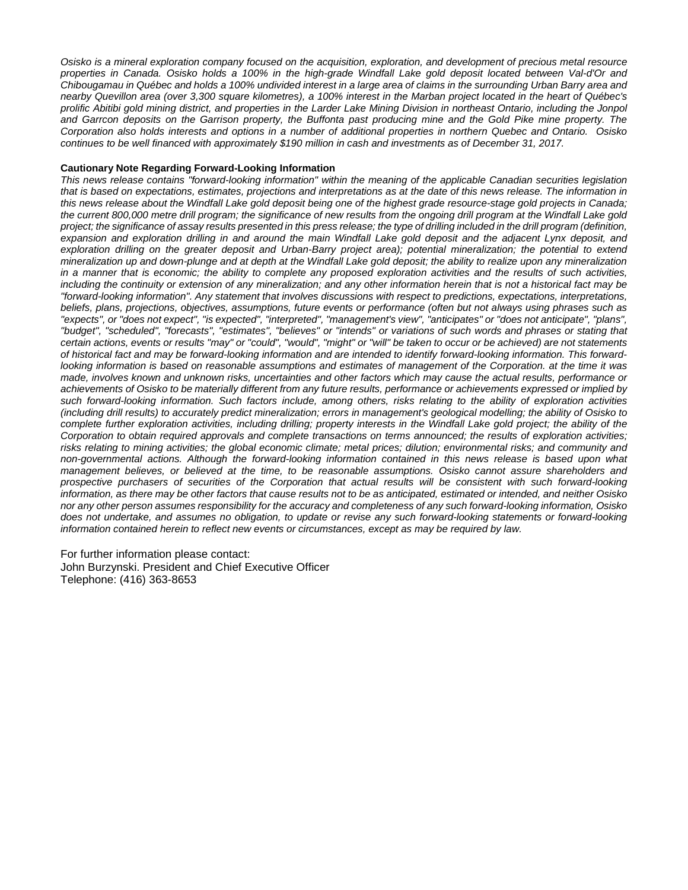*Osisko is a mineral exploration company focused on the acquisition, exploration, and development of precious metal resource properties in Canada. Osisko holds a 100% in the high-grade Windfall Lake gold deposit located between Val-d'Or and Chibougamau in Québec and holds a 100% undivided interest in a large area of claims in the surrounding Urban Barry area and nearby Quevillon area (over 3,300 square kilometres), a 100% interest in the Marban project located in the heart of Québec's prolific Abitibi gold mining district, and properties in the Larder Lake Mining Division in northeast Ontario, including the Jonpol and Garrcon deposits on the Garrison property, the Buffonta past producing mine and the Gold Pike mine property. The Corporation also holds interests and options in a number of additional properties in northern Quebec and Ontario. Osisko continues to be well financed with approximately $190 million in cash and investments as of December 31, 2017.*

**Cautionary Note Regarding Forward-Looking Information**

*This news release contains "forward-looking information" within the meaning of the applicable Canadian securities legislation that is based on expectations, estimates, projections and interpretations as at the date of this news release. The information in this news release about the Windfall Lake gold deposit being one of the highest grade resource-stage gold projects in Canada; the current 800,000 metre drill program; the significance of new results from the ongoing drill program at the Windfall Lake gold project; the significance of assay results presented in this press release; the type of drilling included in the drill program (definition, expansion and exploration drilling in and around the main Windfall Lake gold deposit and the adjacent Lynx deposit, and exploration drilling on the greater deposit and Urban-Barry project area); potential mineralization; the potential to extend mineralization up and down-plunge and at depth at the Windfall Lake gold deposit; the ability to realize upon any mineralization in a manner that is economic; the ability to complete any proposed exploration activities and the results of such activities, including the continuity or extension of any mineralization; and any other information herein that is not a historical fact may be "forward-looking information". Any statement that involves discussions with respect to predictions, expectations, interpretations, beliefs, plans, projections, objectives, assumptions, future events or performance (often but not always using phrases such as "expects", or "does not expect", "is expected", "interpreted", "management's view", "anticipates" or "does not anticipate", "plans", "budget", "scheduled", "forecasts", "estimates", "believes" or "intends" or variations of such words and phrases or stating that certain actions, events or results "may" or "could", "would", "might" or "will" be taken to occur or be achieved) are not statements of historical fact and may be forward-looking information and are intended to identify forward-looking information. This forward-looking information is based on reasonable assumptions and estimates of management of the Corporation. at the time it was made, involves known and unknown risks, uncertainties and other factors which may cause the actual results, performance or achievements of Osisko to be materially different from any future results, performance or achievements expressed or implied by such forward-looking information. Such factors include, among others, risks relating to the ability of exploration activities (including drill results) to accurately predict mineralization; errors in management's geological modelling; the ability of Osisko to complete further exploration activities, including drilling; property interests in the Windfall Lake gold project; the ability of the Corporation to obtain required approvals and complete transactions on terms announced; the results of exploration activities; risks relating to mining activities; the global economic climate; metal prices; dilution; environmental risks; and community and non-governmental actions. Although the forward-looking information contained in this news release is based upon what management believes, or believed at the time, to be reasonable assumptions. Osisko cannot assure shareholders and prospective purchasers of securities of the Corporation that actual results will be consistent with such forward-looking information, as there may be other factors that cause results not to be as anticipated, estimated or intended, and neither Osisko nor any other person assumes responsibility for the accuracy and completeness of any such forward-looking information, Osisko does not undertake, and assumes no obligation, to update or revise any such forward-looking statements or forward-looking information contained herein to reflect new events or circumstances, except as may be required by law.*

For further information please contact:
John Burzynski. President and Chief Executive Officer
Telephone: (416) 363-8653